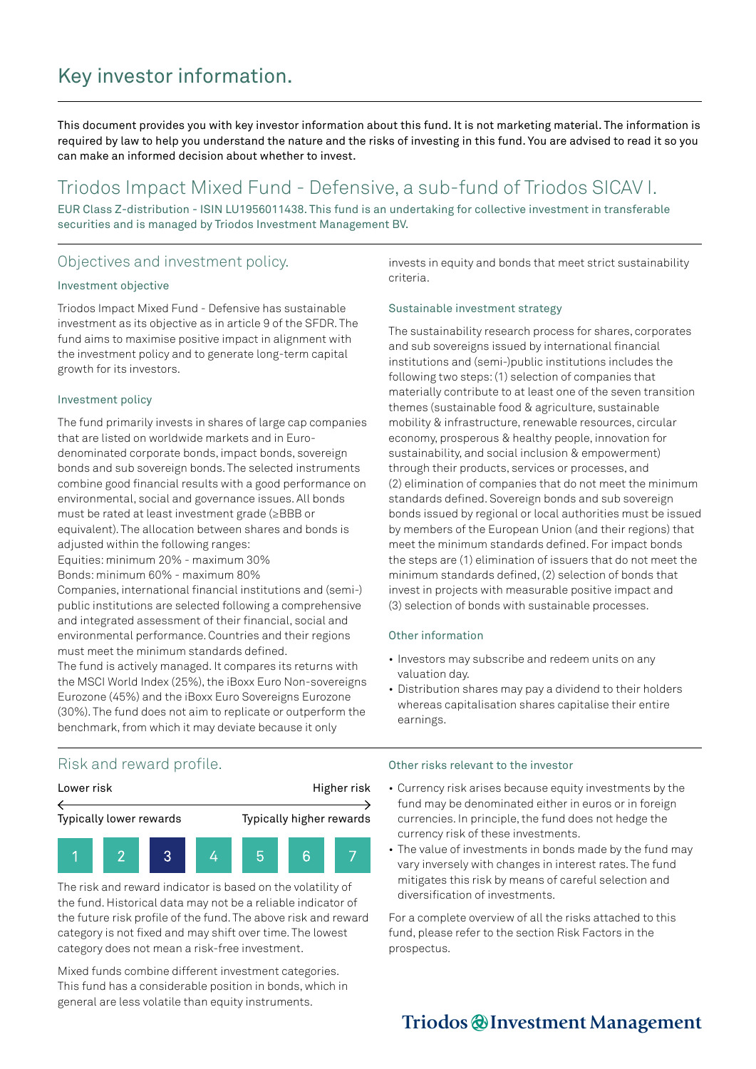# Key investor information.

This document provides you with key investor information about this fund. It is not marketing material. The information is required by law to help you understand the nature and the risks of investing in this fund. You are advised to read it so you can make an informed decision about whether to invest.

## Triodos Impact Mixed Fund - Defensive, a sub-fund of Triodos SICAV I.

EUR Class Z-distribution - ISIN LU1956011438. This fund is an undertaking for collective investment in transferable securities and is managed by Triodos Investment Management BV.

## Objectives and investment policy.

### Investment objective

Triodos Impact Mixed Fund - Defensive has sustainable investment as its objective as in article 9 of the SFDR. The fund aims to maximise positive impact in alignment with the investment policy and to generate long-term capital growth for its investors.

### Investment policy

The fund primarily invests in shares of large cap companies that are listed on worldwide markets and in Euro-denominated corporate bonds, impact bonds, sovereign bonds and sub sovereign bonds. The selected instruments combine good financial results with a good performance on environmental, social and governance issues. All bonds must be rated at least investment grade (≥BBB or equivalent). The allocation between shares and bonds is adjusted within the following ranges:
Equities: minimum 20% - maximum 30%
Bonds: minimum 60% - maximum 80%
Companies, international financial institutions and (semi-) public institutions are selected following a comprehensive and integrated assessment of their financial, social and environmental performance. Countries and their regions must meet the minimum standards defined.
The fund is actively managed. It compares its returns with the MSCI World Index (25%), the iBoxx Euro Non-sovereigns Eurozone (45%) and the iBoxx Euro Sovereigns Eurozone (30%). The fund does not aim to replicate or outperform the benchmark, from which it may deviate because it only invests in equity and bonds that meet strict sustainability criteria.

### Sustainable investment strategy

The sustainability research process for shares, corporates and sub sovereigns issued by international financial institutions and (semi-)public institutions includes the following two steps: (1) selection of companies that materially contribute to at least one of the seven transition themes (sustainable food & agriculture, sustainable mobility & infrastructure, renewable resources, circular economy, prosperous & healthy people, innovation for sustainability, and social inclusion & empowerment) through their products, services or processes, and (2) elimination of companies that do not meet the minimum standards defined. Sovereign bonds and sub sovereign bonds issued by regional or local authorities must be issued by members of the European Union (and their regions) that meet the minimum standards defined. For impact bonds the steps are (1) elimination of issuers that do not meet the minimum standards defined, (2) selection of bonds that invest in projects with measurable positive impact and (3) selection of bonds with sustainable processes.

### Other information

- Investors may subscribe and redeem units on any valuation day.
- Distribution shares may pay a dividend to their holders whereas capitalisation shares capitalise their entire earnings.

## Risk and reward profile.

| Lower risk | | | | | | Higher risk |
|---|---|---|---|---|---|---|
| Typically lower rewards | | | | | | Typically higher rewards |
| 1 | 2 | **3** | 4 | 5 | 6 | 7 |

The risk and reward indicator is based on the volatility of the fund. Historical data may not be a reliable indicator of the future risk profile of the fund. The above risk and reward category is not fixed and may shift over time. The lowest category does not mean a risk-free investment.

Mixed funds combine different investment categories. This fund has a considerable position in bonds, which in general are less volatile than equity instruments.

### Other risks relevant to the investor

- Currency risk arises because equity investments by the fund may be denominated either in euros or in foreign currencies. In principle, the fund does not hedge the currency risk of these investments.
- The value of investments in bonds made by the fund may vary inversely with changes in interest rates. The fund mitigates this risk by means of careful selection and diversification of investments.

For a complete overview of all the risks attached to this fund, please refer to the section Risk Factors in the prospectus.

Triodos Investment Management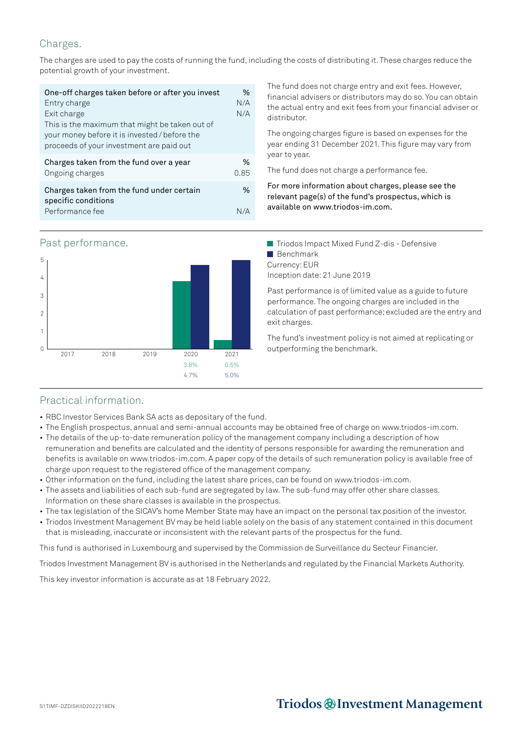## Charges.

The charges are used to pay the costs of running the fund, including the costs of distributing it. These charges reduce the potential growth of your investment.

| | |
|---|---|
| **One-off charges taken before or after you invest** | **%** |
| Entry charge | N/A |
| Exit charge | N/A |
| This is the maximum that might be taken out of your money before it is invested / before the proceeds of your investment are paid out | |
| **Charges taken from the fund over a year** | **%** |
| Ongoing charges | 0.85 |
| **Charges taken from the fund under certain specific conditions** | **%** |
| Performance fee | N/A |

The fund does not charge entry and exit fees. However, financial advisers or distributors may do so. You can obtain the actual entry and exit fees from your financial adviser or distributor.

The ongoing charges figure is based on expenses for the year ending 31 December 2021. This figure may vary from year to year.

The fund does not charge a performance fee.

For more information about charges, please see the relevant page(s) of the fund's prospectus, which is available on www.triodos-im.com.

## Past performance.

5
4
3
2
1
0
2017 2018 2019 2020 2021
3.8% 0.5%
4.7% 5.0%

Triodos Impact Mixed Fund Z-dis - Defensive
Benchmark
Currency: EUR
Inception date: 21 June 2019

Past performance is of limited value as a guide to future performance. The ongoing charges are included in the calculation of past performance; excluded are the entry and exit charges.

The fund's investment policy is not aimed at replicating or outperforming the benchmark.

## Practical information.

- RBC Investor Services Bank SA acts as depositary of the fund.
- The English prospectus, annual and semi-annual accounts may be obtained free of charge on www.triodos-im.com.
- The details of the up-to-date remuneration policy of the management company including a description of how remuneration and benefits are calculated and the identity of persons responsible for awarding the remuneration and benefits is available on www.triodos-im.com. A paper copy of the details of such remuneration policy is available free of charge upon request to the registered office of the management company.
- Other information on the fund, including the latest share prices, can be found on www.triodos-im.com.
- The assets and liabilities of each sub-fund are segregated by law. The sub-fund may offer other share classes. Information on these share classes is available in the prospectus.
- The tax legislation of the SICAV's home Member State may have an impact on the personal tax position of the investor.
- Triodos Investment Management BV may be held liable solely on the basis of any statement contained in this document that is misleading, inaccurate or inconsistent with the relevant parts of the prospectus for the fund.

This fund is authorised in Luxembourg and supervised by the Commission de Surveillance du Secteur Financier.

Triodos Investment Management BV is authorised in the Netherlands and regulated by the Financial Markets Authority.

This key investor information is accurate as at 18 February 2022.

S1TIMF-DZDISKIID2022218EN